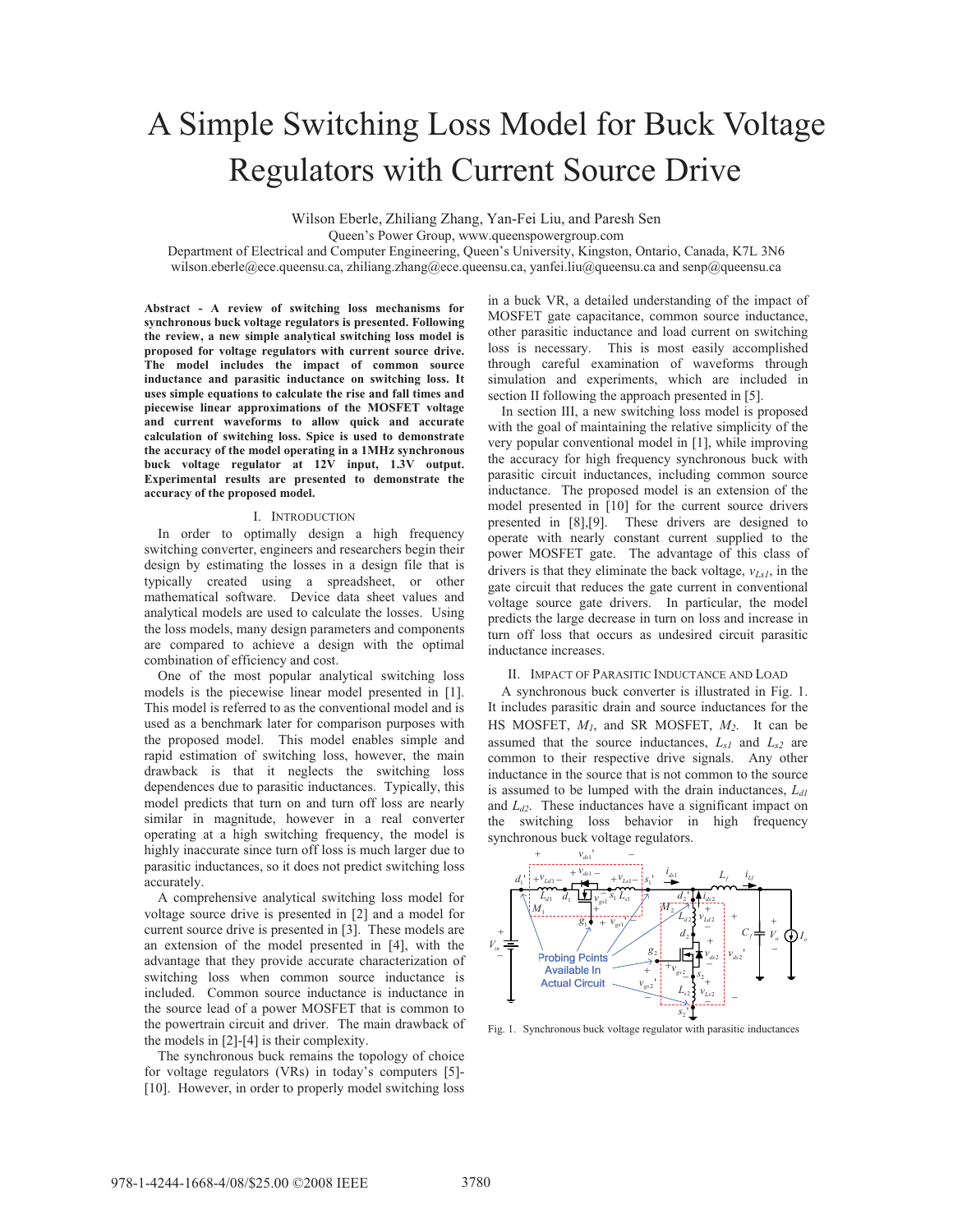# A Simple Switching Loss Model for Buck Voltage Regulators with Current Source Drive

Wilson Eberle, Zhiliang Zhang, Yan-Fei Liu, and Paresh Sen

Queen's Power Group, www.queenspowergroup.com

Department of Electrical and Computer Engineering, Queen's University, Kingston, Ontario, Canada, K7L 3N6

wilson.eberle@ece.queensu.ca, zhiliang.zhang@ece.queensu.ca, yanfei.liu@queensu.ca and senp@queensu.ca

**Abstract - A review of switching loss mechanisms for synchronous buck voltage regulators is presented. Following the review, a new simple analytical switching loss model is proposed for voltage regulators with current source drive. The model includes the impact of common source inductance and parasitic inductance on switching loss. It uses simple equations to calculate the rise and fall times and piecewise linear approximations of the MOSFET voltage and current waveforms to allow quick and accurate calculation of switching loss. Spice is used to demonstrate the accuracy of the model operating in a 1MHz synchronous buck voltage regulator at 12V input, 1.3V output. Experimental results are presented to demonstrate the accuracy of the proposed model.**

## I. Introduction

In order to optimally design a high frequency switching converter, engineers and researchers begin their design by estimating the losses in a design file that is typically created using a spreadsheet, or other mathematical software. Device data sheet values and analytical models are used to calculate the losses. Using the loss models, many design parameters and components are compared to achieve a design with the optimal combination of efficiency and cost.

One of the most popular analytical switching loss models is the piecewise linear model presented in [1]. This model is referred to as the conventional model and is used as a benchmark later for comparison purposes with the proposed model. This model enables simple and rapid estimation of switching loss, however, the main drawback is that it neglects the switching loss dependences due to parasitic inductances. Typically, this model predicts that turn on and turn off loss are nearly similar in magnitude, however in a real converter operating at a high switching frequency, the model is highly inaccurate since turn off loss is much larger due to parasitic inductances, so it does not predict switching loss accurately.

A comprehensive analytical switching loss model for voltage source drive is presented in [2] and a model for current source drive is presented in [3]. These models are an extension of the model presented in [4], with the advantage that they provide accurate characterization of switching loss when common source inductance is included. Common source inductance is inductance in the source lead of a power MOSFET that is common to the powertrain circuit and driver. The main drawback of the models in [2]-[4] is their complexity.

The synchronous buck remains the topology of choice for voltage regulators (VRs) in today's computers [5]-[10]. However, in order to properly model switching loss in a buck VR, a detailed understanding of the impact of MOSFET gate capacitance, common source inductance, other parasitic inductance and load current on switching loss is necessary. This is most easily accomplished through careful examination of waveforms through simulation and experiments, which are included in section II following the approach presented in [5].

In section III, a new switching loss model is proposed with the goal of maintaining the relative simplicity of the very popular conventional model in [1], while improving the accuracy for high frequency synchronous buck with parasitic circuit inductances, including common source inductance. The proposed model is an extension of the model presented in [10] for the current source drivers presented in [8],[9]. These drivers are designed to operate with nearly constant current supplied to the power MOSFET gate. The advantage of this class of drivers is that they eliminate the back voltage, $v_{Ls1}$, in the gate circuit that reduces the gate current in conventional voltage source gate drivers. In particular, the model predicts the large decrease in turn on loss and increase in turn off loss that occurs as undesired circuit parasitic inductance increases.

## II. Impact of Parasitic Inductance and Load

A synchronous buck converter is illustrated in Fig. 1. It includes parasitic drain and source inductances for the HS MOSFET, $M_1$, and SR MOSFET, $M_2$. It can be assumed that the source inductances, $L_{s1}$ and $L_{s2}$ are common to their respective drive signals. Any other inductance in the source that is not common to the source is assumed to be lumped with the drain inductances, $L_{d1}$ and $L_{d2}$. These inductances have a significant impact on the switching loss behavior in high frequency synchronous buck voltage regulators.

Fig. 1. Synchronous buck voltage regulator with parasitic inductances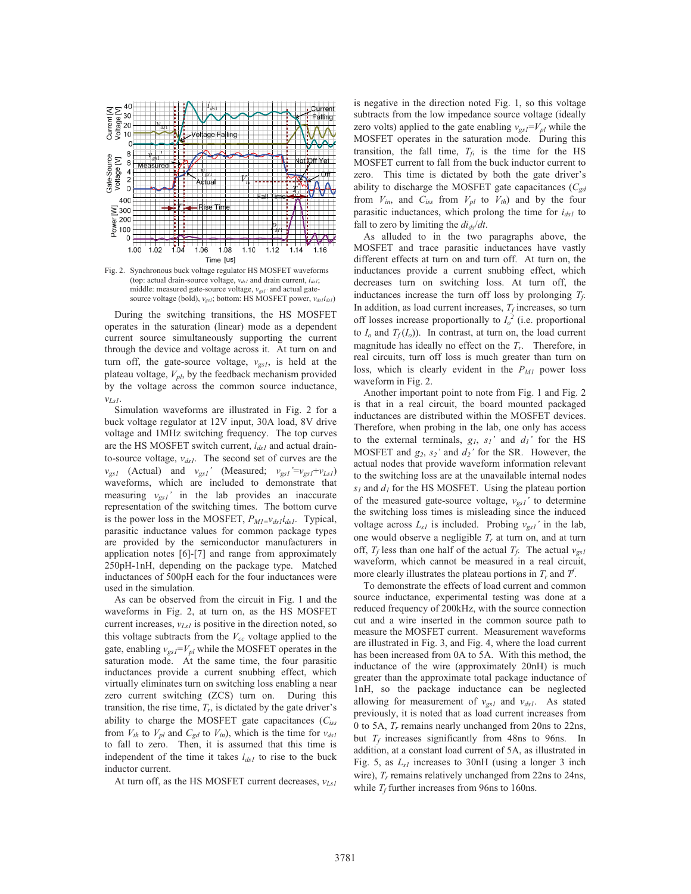Fig. 2. Synchronous buck voltage regulator HS MOSFET waveforms (top: actual drain-source voltage, $v_{ds1}$ and drain current, $i_{ds1}$; middle: measured gate-source voltage, $v_{gs1}'$ and actual gate-source voltage (bold), $v_{gs1}$; bottom: HS MOSFET power, $v_{ds1}i_{ds1}$)

During the switching transitions, the HS MOSFET operates in the saturation (linear) mode as a dependent current source simultaneously supporting the current through the device and voltage across it. At turn on and turn off, the gate-source voltage, $v_{gs1}$, is held at the plateau voltage, $V_{pl}$, by the feedback mechanism provided by the voltage across the common source inductance, $v_{Ls1}$.

Simulation waveforms are illustrated in Fig. 2 for a buck voltage regulator at 12V input, 30A load, 8V drive voltage and 1MHz switching frequency. The top curves are the HS MOSFET switch current, $i_{ds1}$ and actual drain-to-source voltage, $v_{ds1}$. The second set of curves are the $v_{gs1}$ (Actual) and $v_{gs1}'$ (Measured; $v_{gs1}'=v_{gs1}+v_{Ls1}$) waveforms, which are included to demonstrate that measuring $v_{gs1}'$ in the lab provides an inaccurate representation of the switching times. The bottom curve is the power loss in the MOSFET, $P_{M1}=v_{ds1}i_{ds1}$. Typical, parasitic inductance values for common package types are provided by the semiconductor manufacturers in application notes [6]-[7] and range from approximately 250pH-1nH, depending on the package type. Matched inductances of 500pH each for the four inductances were used in the simulation.

As can be observed from the circuit in Fig. 1 and the waveforms in Fig. 2, at turn on, as the HS MOSFET current increases, $v_{Ls1}$ is positive in the direction noted, so this voltage subtracts from the $V_{cc}$ voltage applied to the gate, enabling $v_{gs1}=V_{pl}$ while the MOSFET operates in the saturation mode. At the same time, the four parasitic inductances provide a current snubbing effect, which virtually eliminates turn on switching loss enabling a near zero current switching (ZCS) turn on. During this transition, the rise time, $T_r$, is dictated by the gate driver's ability to charge the MOSFET gate capacitances ($C_{iss}$ from $V_{th}$ to $V_{pl}$ and $C_{gd}$ to $V_{in}$), which is the time for $v_{ds1}$ to fall to zero. Then, it is assumed that this time is independent of the time it takes $i_{ds1}$ to rise to the buck inductor current.

At turn off, as the HS MOSFET current decreases, $v_{Ls1}$ is negative in the direction noted Fig. 1, so this voltage subtracts from the low impedance source voltage (ideally zero volts) applied to the gate enabling $v_{gs1}=V_{pl}$ while the MOSFET operates in the saturation mode. During this transition, the fall time, $T_f$, is the time for the HS MOSFET current to fall from the buck inductor current to zero. This time is dictated by both the gate driver's ability to discharge the MOSFET gate capacitances ($C_{gd}$ from $V_{in}$, and $C_{iss}$ from $V_{pl}$ to $V_{th}$) and by the four parasitic inductances, which prolong the time for $i_{ds1}$ to fall to zero by limiting the $di_{ds}/dt$.

As alluded to in the two paragraphs above, the MOSFET and trace parasitic inductances have vastly different effects at turn on and turn off. At turn on, the inductances provide a current snubbing effect, which decreases turn on switching loss. At turn off, the inductances increase the turn off loss by prolonging $T_f$. In addition, as load current increases, $T_f$ increases, so turn off losses increase proportionally to $I_o^2$ (i.e. proportional to $I_o$ and $T_f(I_o)$). In contrast, at turn on, the load current magnitude has ideally no effect on the $T_r$. Therefore, in real circuits, turn off loss is much greater than turn on loss, which is clearly evident in the $P_{M1}$ power loss waveform in Fig. 2.

Another important point to note from Fig. 1 and Fig. 2 is that in a real circuit, the board mounted packaged inductances are distributed within the MOSFET devices. Therefore, when probing in the lab, one only has access to the external terminals, $g_1$, $s_1'$ and $d_1'$ for the HS MOSFET and $g_2$, $s_2'$ and $d_2'$ for the SR. However, the actual nodes that provide waveform information relevant to the switching loss are at the unavailable internal nodes $s_1$ and $d_1$ for the HS MOSFET. Using the plateau portion of the measured gate-source voltage, $v_{gs1}'$ to determine the switching loss times is misleading since the induced voltage across $L_{s1}$ is included. Probing $v_{gs1}'$ in the lab, one would observe a negligible $T_r$ at turn on, and at turn off, $T_f$ less than one half of the actual $T_f$. The actual $v_{gs1}$ waveform, which cannot be measured in a real circuit, more clearly illustrates the plateau portions in $T_r$ and $T^f$.

To demonstrate the effects of load current and common source inductance, experimental testing was done at a reduced frequency of 200kHz, with the source connection cut and a wire inserted in the common source path to measure the MOSFET current. Measurement waveforms are illustrated in Fig. 3, and Fig. 4, where the load current has been increased from 0A to 5A. With this method, the inductance of the wire (approximately 20nH) is much greater than the approximate total package inductance of 1nH, so the package inductance can be neglected allowing for measurement of $v_{gs1}$ and $v_{ds1}$. As stated previously, it is noted that as load current increases from 0 to 5A, $T_r$ remains nearly unchanged from 20ns to 22ns, but $T_f$ increases significantly from 48ns to 96ns. In addition, at a constant load current of 5A, as illustrated in Fig. 5, as $L_{s1}$ increases to 30nH (using a longer 3 inch wire), $T_r$ remains relatively unchanged from 22ns to 24ns, while $T_f$ further increases from 96ns to 160ns.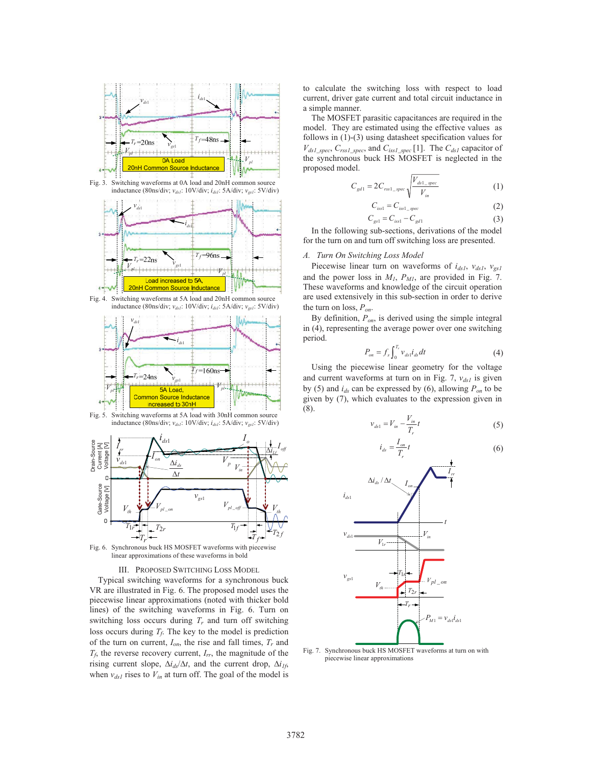Fig. 3. Switching waveforms at 0A load and 20nH common source inductance (80ns/div; $v_{ds1}$: 10V/div; $i_{ds1}$: 5A/div; $v_{gs1}$: 5V/div)

Fig. 4. Switching waveforms at 5A load and 20nH common source inductance (80ns/div; $v_{ds1}$: 10V/div; $i_{ds1}$: 5A/div; $v_{gs1}$: 5V/div)

Fig. 5. Switching waveforms at 5A load with 30nH common source inductance (80ns/div; $v_{ds1}$: 10V/div; $i_{ds1}$: 5A/div; $v_{gs1}$: 5V/div)

Fig. 6. Synchronous buck HS MOSFET waveforms with piecewise linear approximations of these waveforms in bold

## III. Proposed Switching Loss Model

Typical switching waveforms for a synchronous buck VR are illustrated in Fig. 6. The proposed model uses the piecewise linear approximations (noted with thicker bold lines) of the switching waveforms in Fig. 6. Turn on switching loss occurs during $T_r$ and turn off switching loss occurs during $T_f$. The key to the model is prediction of the turn on current, $I_{on}$, the rise and fall times, $T_r$ and $T_f$, the reverse recovery current, $I_{rr}$, the magnitude of the rising current slope, $\Delta i_{ds}/\Delta t$, and the current drop, $\Delta i_{1f}$, when $v_{ds1}$ rises to $V_{in}$ at turn off. The goal of the model is to calculate the switching loss with respect to load current, driver gate current and total circuit inductance in a simple manner.

The MOSFET parasitic capacitances are required in the model. They are estimated using the effective values as follows in (1)-(3) using datasheet specification values for $V_{ds1\_spec}$, $C_{rss1\_spec}$, and $C_{iss1\_spec}$ [1]. The $C_{ds1}$ capacitor of the synchronous buck HS MOSFET is neglected in the proposed model.

$$C_{gd1} = 2C_{rss1\_spec}\sqrt{\frac{V_{ds1\_spec}}{V_{in}}} \tag{1}$$

$$C_{iss1} = C_{iss1\_spec} \tag{2}$$

$$C_{gs1} = C_{iss1} - C_{gd1} \tag{3}$$

In the following sub-sections, derivations of the model for the turn on and turn off switching loss are presented.

### A. Turn On Switching Loss Model

Piecewise linear turn on waveforms of $i_{ds1}$, $v_{ds1}$, $v_{gs1}$ and the power loss in $M_1$, $P_{M1}$, are provided in Fig. 7. These waveforms and knowledge of the circuit operation are used extensively in this sub-section in order to derive the turn on loss, $P_{on}$.

By definition, $P_{on}$, is derived using the simple integral in (4), representing the average power over one switching period.

$$P_{on} = f_s \int_0^{T_r} v_{ds1} i_{ds} dt \tag{4}$$

Using the piecewise linear geometry for the voltage and current waveforms at turn on in Fig. 7, $v_{ds1}$ is given by (5) and $i_{ds}$ can be expressed by (6), allowing $P_{on}$ to be given by (7), which evaluates to the expression given in (8).

$$v_{ds1} = V_{in} - \frac{V_{in}}{T_r}t \tag{5}$$

$$i_{ds} = \frac{I_{on}}{T_r}t \tag{6}$$

Fig. 7. Synchronous buck HS MOSFET waveforms at turn on with piecewise linear approximations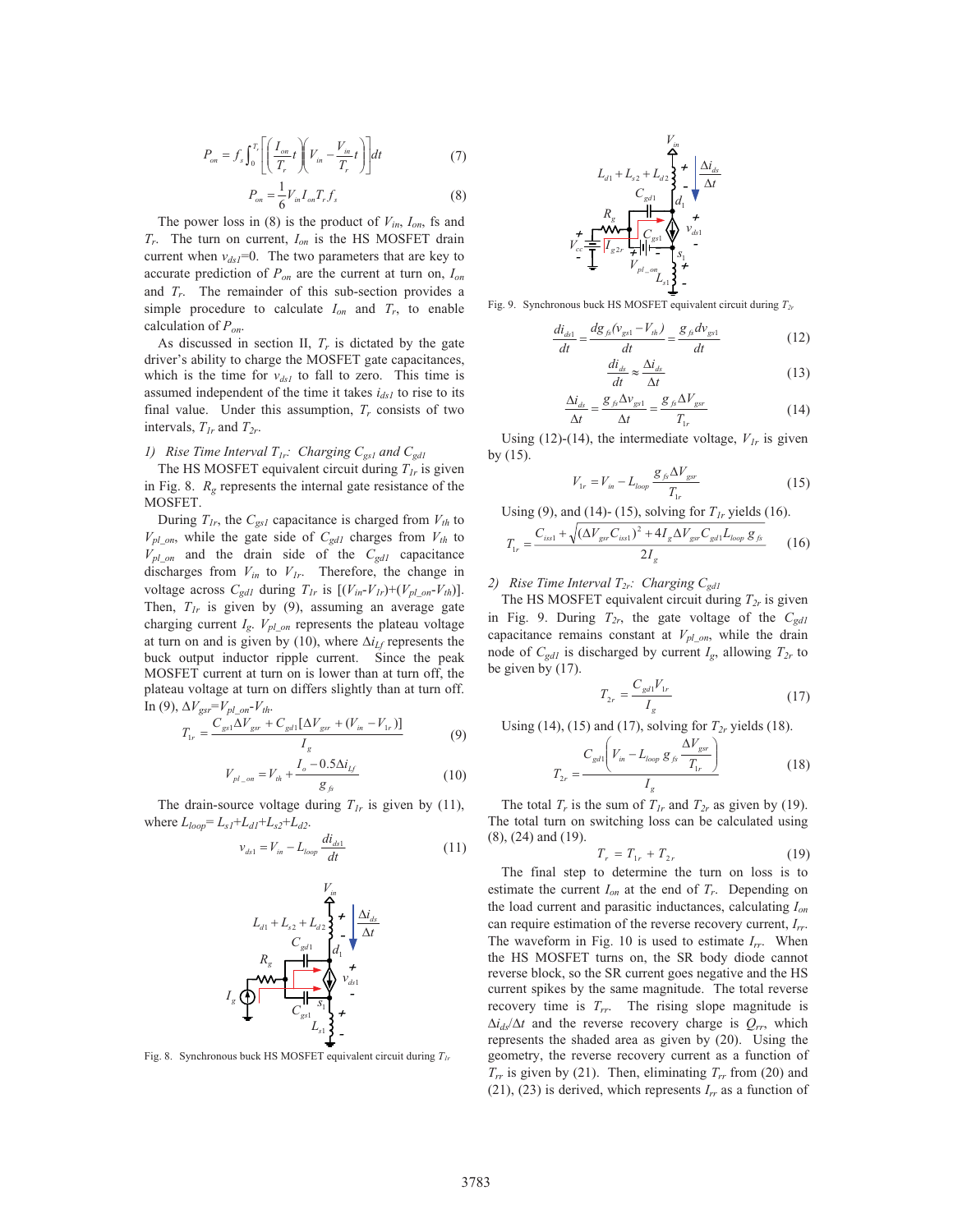$$P_{on} = f_s \int_0^{T_r} \left[ \left( \frac{I_{on}}{T_r} t \right) \left( V_{in} - \frac{V_{in}}{T_r} t \right) \right] dt \tag{7}$$

$$P_{on} = \frac{1}{6} V_{in} I_{on} T_r f_s \tag{8}$$

The power loss in (8) is the product of $V_{in}$, $I_{on}$, fs and $T_r$. The turn on current, $I_{on}$ is the HS MOSFET drain current when $v_{ds1}$=0. The two parameters that are key to accurate prediction of $P_{on}$ are the current at turn on, $I_{on}$ and $T_r$. The remainder of this sub-section provides a simple procedure to calculate $I_{on}$ and $T_r$, to enable calculation of $P_{on}$.

As discussed in section II, $T_r$ is dictated by the gate driver's ability to charge the MOSFET gate capacitances, which is the time for $v_{ds1}$ to fall to zero. This time is assumed independent of the time it takes $i_{ds1}$ to rise to its final value. Under this assumption, $T_r$ consists of two intervals, $T_{1r}$ and $T_{2r}$.

*1) Rise Time Interval $T_{1r}$: Charging $C_{gs1}$ and $C_{gd1}$*

The HS MOSFET equivalent circuit during $T_{1r}$ is given in Fig. 8. $R_g$ represents the internal gate resistance of the MOSFET.

During $T_{1r}$, the $C_{gs1}$ capacitance is charged from $V_{th}$ to $V_{pl\_on}$, while the gate side of $C_{gd1}$ charges from $V_{th}$ to $V_{pl\_on}$ and the drain side of the $C_{gd1}$ capacitance discharges from $V_{in}$ to $V_{1r}$. Therefore, the change in voltage across $C_{gd1}$ during $T_{1r}$ is $[(V_{in}-V_{1r})+(V_{pl\_on}-V_{th})]$. Then, $T_{1r}$ is given by (9), assuming an average gate charging current $I_g$. $V_{pl\_on}$ represents the plateau voltage at turn on and is given by (10), where $\Delta i_{Lf}$ represents the buck output inductor ripple current. Since the peak MOSFET current at turn on is lower than at turn off, the plateau voltage at turn on differs slightly than at turn off. In (9), $\Delta V_{gsr}=V_{pl\_on}-V_{th}$.

$$T_{1r} = \frac{C_{gs1}\Delta V_{gsr} + C_{gd1}[\Delta V_{gsr} + (V_{in} - V_{1r})]}{I_g} \tag{9}$$

$$V_{pl\_on} = V_{th} + \frac{I_o - 0.5\Delta i_{Lf}}{g_{fs}} \tag{10}$$

The drain-source voltage during $T_{1r}$ is given by (11), where $L_{loop}= L_{s1}+L_{d1}+L_{s2}+L_{d2}$.

$$v_{ds1} = V_{in} - L_{loop}\frac{di_{ds1}}{dt} \tag{11}$$

Fig. 8. Synchronous buck HS MOSFET equivalent circuit during $T_{1r}$

Fig. 9. Synchronous buck HS MOSFET equivalent circuit during $T_{2r}$

$$\frac{di_{ds1}}{dt} = \frac{dg_{fs}(v_{gs1} - V_{th})}{dt} = \frac{g_{fs}dv_{gs1}}{dt} \tag{12}$$

$$\frac{di_{ds}}{dt} \approx \frac{\Delta i_{ds}}{\Delta t} \tag{13}$$

$$\frac{\Delta i_{ds}}{\Delta t} = \frac{g_{fs}\Delta v_{gs1}}{\Delta t} = \frac{g_{fs}\Delta V_{gsr}}{T_{1r}} \tag{14}$$

Using (12)-(14), the intermediate voltage, $V_{1r}$ is given by (15).

$$V_{1r} = V_{in} - L_{loop}\frac{g_{fs}\Delta V_{gsr}}{T_{1r}} \tag{15}$$

Using (9), and (14)- (15), solving for $T_{1r}$ yields (16).

$$T_{1r} = \frac{C_{iss1} + \sqrt{(\Delta V_{gsr}C_{iss1})^2 + 4I_g\Delta V_{gsr}C_{gd1}L_{loop}\,g_{fs}}}{2I_g} \tag{16}$$

*2) Rise Time Interval $T_{2r}$: Charging $C_{gd1}$*

The HS MOSFET equivalent circuit during $T_{2r}$ is given in Fig. 9. During $T_{2r}$, the gate voltage of the $C_{gd1}$ capacitance remains constant at $V_{pl\_on}$, while the drain node of $C_{gd1}$ is discharged by current $I_g$, allowing $T_{2r}$ to be given by (17).

$$T_{2r} = \frac{C_{gd1}V_{1r}}{I_g} \tag{17}$$

Using (14), (15) and (17), solving for $T_{2r}$ yields (18).

$$T_{2r} = \frac{C_{gd1}\left(V_{in} - L_{loop}\,g_{fs}\frac{\Delta V_{gsr}}{T_{1r}}\right)}{I_g} \tag{18}$$

The total $T_r$ is the sum of $T_{1r}$ and $T_{2r}$ as given by (19). The total turn on switching loss can be calculated using (8), (24) and (19).

$$T_r = T_{1r} + T_{2r} \tag{19}$$

The final step to determine the turn on loss is to estimate the current $I_{on}$ at the end of $T_r$. Depending on the load current and parasitic inductances, calculating $I_{on}$ can require estimation of the reverse recovery current, $I_{rr}$. The waveform in Fig. 10 is used to estimate $I_{rr}$. When the HS MOSFET turns on, the SR body diode cannot reverse block, so the SR current goes negative and the HS current spikes by the same magnitude. The total reverse recovery time is $T_{rr}$. The rising slope magnitude is $\Delta i_{ds}/\Delta t$ and the reverse recovery charge is $Q_{rr}$, which represents the shaded area as given by (20). Using the geometry, the reverse recovery current as a function of $T_{rr}$ is given by (21). Then, eliminating $T_{rr}$ from (20) and (21), (23) is derived, which represents $I_{rr}$ as a function of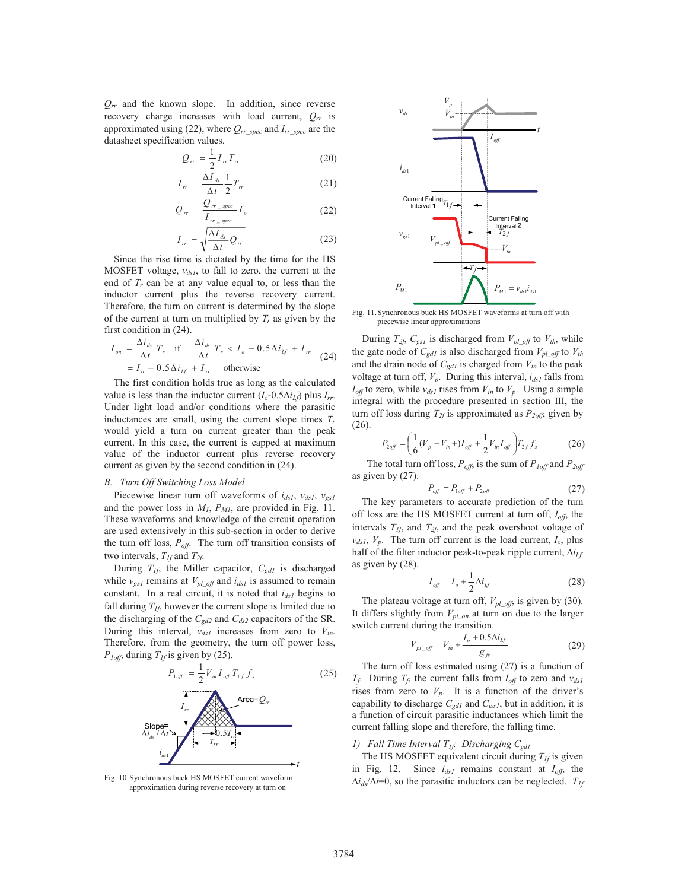$Q_{rr}$ and the known slope. In addition, since reverse recovery charge increases with load current, $Q_{rr}$ is approximated using (22), where $Q_{rr\_spec}$ and $I_{rr\_spec}$ are the datasheet specification values.

$$Q_{rr} = \frac{1}{2} I_{rr} T_{rr} \tag{20}$$

$$I_{rr} = \frac{\Delta I_{ds}}{\Delta t} \frac{1}{2} T_{rr} \tag{21}$$

$$Q_{rr} = \frac{Q_{rr\_spec}}{I_{rr\_spec}} I_o \tag{22}$$

$$I_{rr} = \sqrt{\frac{\Delta I_{ds}}{\Delta t} Q_{rr}} \tag{23}$$

Since the rise time is dictated by the time for the HS MOSFET voltage, $v_{ds1}$, to fall to zero, the current at the end of $T_r$ can be at any value equal to, or less than the inductor current plus the reverse recovery current. Therefore, the turn on current is determined by the slope of the current at turn on multiplied by $T_r$ as given by the first condition in (24).

$$\begin{aligned} I_{on} &= \frac{\Delta i_{ds}}{\Delta t} T_r \quad \text{if} \quad \frac{\Delta i_{ds}}{\Delta t} T_r < I_o - 0.5\Delta i_{Lf} + I_{rr} \\ &= I_o - 0.5\Delta i_{Lf} + I_{rr} \quad \text{otherwise} \end{aligned} \tag{24}$$

The first condition holds true as long as the calculated value is less than the inductor current ($I_o$-0.5$\Delta i_{Lf}$) plus $I_{rr}$. Under light load and/or conditions where the parasitic inductances are small, using the current slope times $T_r$ would yield a turn on current greater than the peak current. In this case, the current is capped at maximum value of the inductor current plus reverse recovery current as given by the second condition in (24).

Fig. 10. Synchronous buck HS MOSFET current waveform approximation during reverse recovery at turn on

### B. Turn Off Switching Loss Model

Piecewise linear turn off waveforms of $i_{ds1}$, $v_{ds1}$, $v_{gs1}$ and the power loss in $M_1$, $P_{M1}$, are provided in Fig. 11. These waveforms and knowledge of the circuit operation are used extensively in this sub-section in order to derive the turn off loss, $P_{off}$. The turn off transition consists of two intervals, $T_{1f}$ and $T_{2f}$.

During $T_{1f}$, the Miller capacitor, $C_{gd1}$ is discharged while $v_{gs1}$ remains at $V_{pl\_off}$ and $i_{ds1}$ is assumed to remain constant. In a real circuit, it is noted that $i_{ds1}$ begins to fall during $T_{1f}$, however the current slope is limited due to the discharging of the $C_{gd2}$ and $C_{ds2}$ capacitors of the SR. During this interval, $v_{ds1}$ increases from zero to $V_{in}$. Therefore, from the geometry, the turn off power loss, $P_{1off}$, during $T_{1f}$ is given by (25).

$$P_{1off} = \frac{1}{2} V_{in} I_{off} T_{1f} f_s \tag{25}$$

Fig. 11. Synchronous buck HS MOSFET waveforms at turn off with piecewise linear approximations

During $T_{2f}$, $C_{gs1}$ is discharged from $V_{pl\_off}$ to $V_{th}$, while the gate node of $C_{gd1}$ is also discharged from $V_{pl\_off}$ to $V_{th}$ and the drain node of $C_{gd1}$ is charged from $V_{in}$ to the peak voltage at turn off, $V_p$. During this interval, $i_{ds1}$ falls from $I_{off}$ to zero, while $v_{ds1}$ rises from $V_{in}$ to $V_p$. Using a simple integral with the procedure presented in section III, the turn off loss during $T_{2f}$ is approximated as $P_{2off}$, given by (26).

$$P_{2off} = \left( \frac{1}{6}(V_p - V_{in}) I_{off} + \frac{1}{2} V_{in} I_{off} \right) T_{2f} f_s \tag{26}$$

The total turn off loss, $P_{off}$, is the sum of $P_{1off}$ and $P_{2off}$ as given by (27).

$$P_{off} = P_{1off} + P_{2off} \tag{27}$$

The key parameters to accurate prediction of the turn off loss are the HS MOSFET current at turn off, $I_{off}$, the intervals $T_{1f}$, and $T_{2f}$, and the peak overshoot voltage of $v_{ds1}$, $V_p$. The turn off current is the load current, $I_o$, plus half of the filter inductor peak-to-peak ripple current, $\Delta i_{Lf}$, as given by (28).

$$I_{off} = I_o + \frac{1}{2} \Delta i_{Lf} \tag{28}$$

The plateau voltage at turn off, $V_{pl\_off}$, is given by (30). It differs slightly from $V_{pl\_on}$ at turn on due to the larger switch current during the transition.

$$V_{pl\_off} = V_{th} + \frac{I_o + 0.5\Delta i_{Lf}}{g_{fs}} \tag{29}$$

The turn off loss estimated using (27) is a function of $T_f$. During $T_f$, the current falls from $I_{off}$ to zero and $v_{ds1}$ rises from zero to $V_p$. It is a function of the driver's capability to discharge $C_{gd1}$ and $C_{iss1}$, but in addition, it is a function of circuit parasitic inductances which limit the current falling slope and therefore, the falling time.

#### 1) Fall Time Interval $T_{1f}$: Discharging $C_{gd1}$

The HS MOSFET equivalent circuit during $T_{1f}$ is given in Fig. 12. Since $i_{ds1}$ remains constant at $I_{off}$, the $\Delta i_{ds}/\Delta t$=0, so the parasitic inductors can be neglected. $T_{1f}$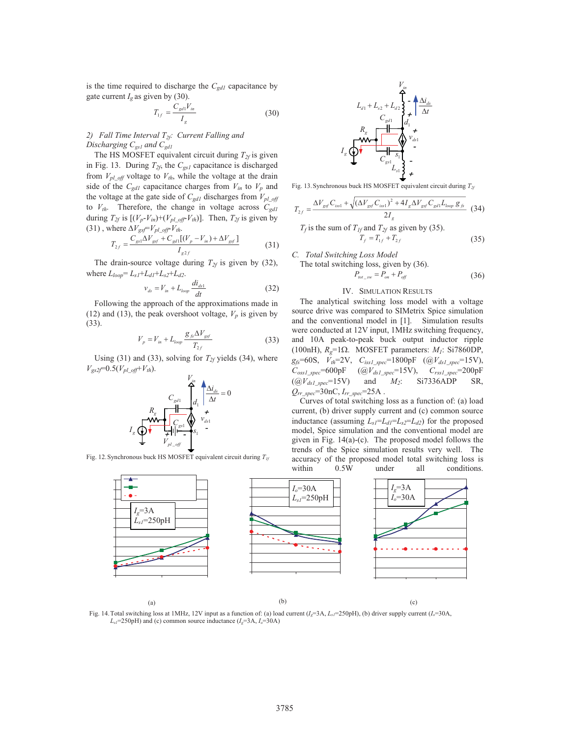is the time required to discharge the $C_{gd1}$ capacitance by gate current $I_g$ as given by (30).

$$T_{1f} = \frac{C_{gd1} V_{in}}{I_g} \quad (30)$$

*2) Fall Time Interval $T_{2f}$: Current Falling and Discharging $C_{gs1}$ and $C_{gd1}$*

The HS MOSFET equivalent circuit during $T_{2f}$ is given in Fig. 13. During $T_{2f}$, the $C_{gs1}$ capacitance is discharged from $V_{pl\_off}$ voltage to $V_{th}$, while the voltage at the drain side of the $C_{gd1}$ capacitance charges from $V_{in}$ to $V_p$ and the voltage at the gate side of $C_{gd1}$ discharges from $V_{pl\_off}$ to $V_{th}$. Therefore, the change in voltage across $C_{gd1}$ during $T_{2f}$ is $[(V_p-V_{in})+(V_{pl\_off}-V_{th})]$. Then, $T_{2f}$ is given by (31), where $\Delta V_{gsf}=V_{pl\_off}-V_{th}$.

$$T_{2f} = \frac{C_{gs1}\Delta V_{gsf} + C_{gd1}[(V_p - V_{in}) + \Delta V_{gsf}]}{I_{g2f}} \quad (31)$$

The drain-source voltage during $T_{2f}$ is given by (32), where $L_{loop}= L_{s1}+L_{d1}+L_{s2}+L_{d2}$.

$$v_{ds} = V_{in} + L_{loop}\frac{di_{ds1}}{dt} \quad (32)$$

Following the approach of the approximations made in (12) and (13), the peak overshoot voltage, $V_p$ is given by (33).

$$V_p = V_{in} + L_{loop}\frac{g_{fs}\Delta V_{gsf}}{T_{2f}} \quad (33)$$

Using (31) and (33), solving for $T_{2f}$ yields (34), where $V_{gs2f}=0.5(V_{pl\_off}+V_{th})$.

Fig. 12. Synchronous buck HS MOSFET equivalent circuit during $T_{1f}$

Fig. 13. Synchronous buck HS MOSFET equivalent circuit during $T_{2f}$

$$T_{2f} = \frac{\Delta V_{gsf} C_{iss1} + \sqrt{(\Delta V_{gsf} C_{iss1})^2 + 4 I_g \Delta V_{gsf} C_{gd1} L_{loop}\, g_{fs}}}{2 I_g} \quad (34)$$

$T_f$ is the sum of $T_{1f}$ and $T_{2f}$ as given by (35).

$$T_f = T_{1f} + T_{2f} \quad (35)$$

### C. Total Switching Loss Model

The total switching loss, given by (36).

$$P_{tot\_sw} = P_{on} + P_{off} \quad (36)$$

## IV. Simulation Results

The analytical switching loss model with a voltage source drive was compared to SIMetrix Spice simulation and the conventional model in [1]. Simulation results were conducted at 12V input, 1MHz switching frequency, and 10A peak-to-peak buck output inductor ripple (100nH), $R_g$=1Ω. MOSFET parameters: $M_1$: Si7860DP, $g_{fs}$=60S, $V_{th}$=2V, $C_{iss1\_spec}$=1800pF (@$V_{ds1\_spec}$=15V), $C_{oss1\_spec}$=600pF (@$V_{ds1\_spec}$=15V), $C_{rss1\_spec}$=200pF (@$V_{ds1\_spec}$=15V) and $M_2$: Si7336ADP SR, $Q_{rr\_spec}$=30nC, $I_{rr\_spec}$=25A .

Curves of total switching loss as a function of: (a) load current, (b) driver supply current and (c) common source inductance (assuming $L_{s1}=L_{d1}=L_{s2}=L_{d2}$) for the proposed model, Spice simulation and the conventional model are given in Fig. 14(a)-(c). The proposed model follows the trends of the Spice simulation results very well. The accuracy of the proposed model total switching loss is within 0.5W under all conditions.

(a) $I_g$=3A, $L_{s1}$=250pH

(b) $I_o$=30A, $L_{s1}$=250pH

(c) $I_g$=3A, $I_o$=30A

Fig. 14. Total switching loss at 1MHz, 12V input as a function of: (a) load current ($I_g$=3A, $L_{s1}$=250pH), (b) driver supply current ($I_o$=30A, $L_{s1}$=250pH) and (c) common source inductance ($I_g$=3A, $I_o$=30A)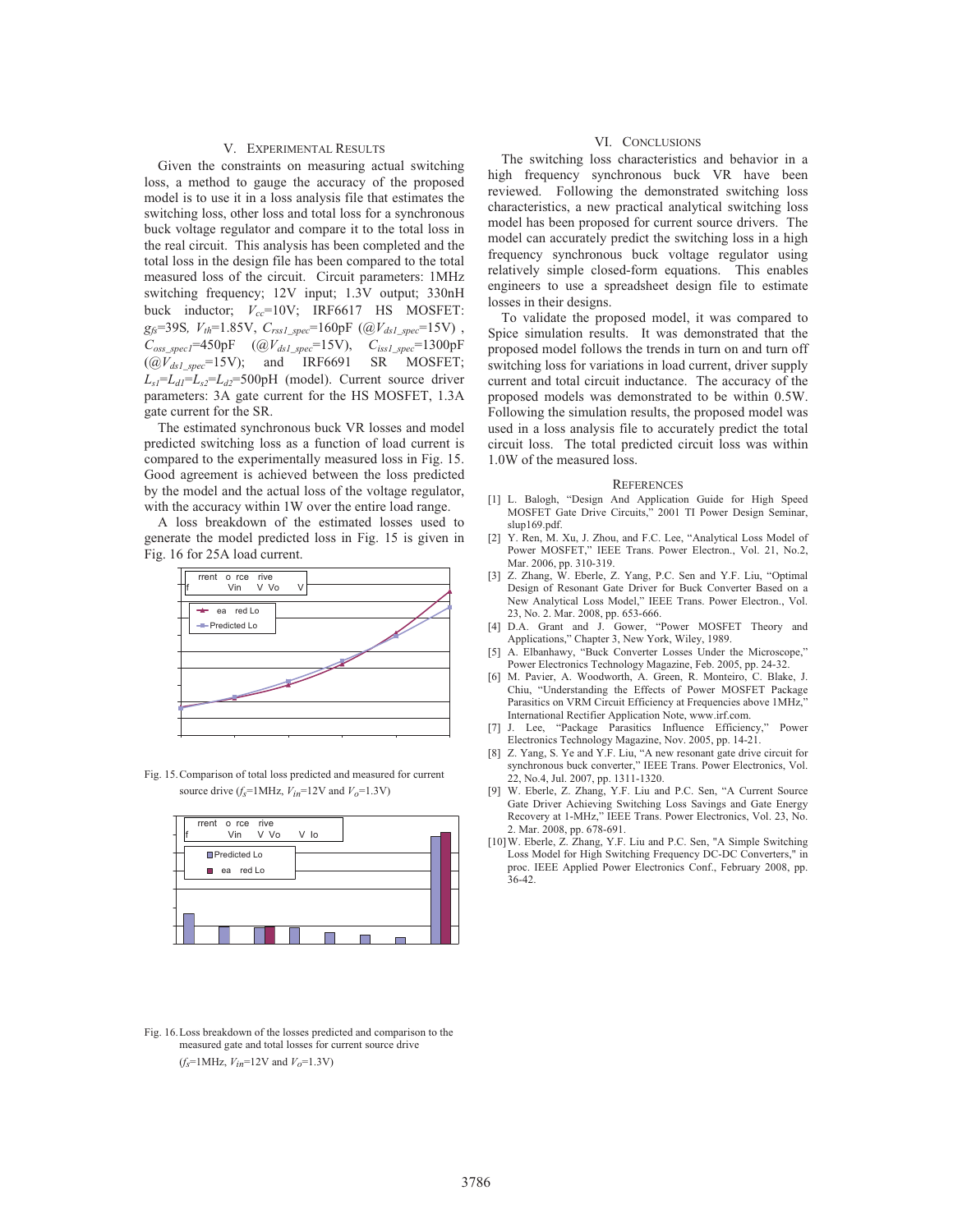## V. EXPERIMENTAL RESULTS

Given the constraints on measuring actual switching loss, a method to gauge the accuracy of the proposed model is to use it in a loss analysis file that estimates the switching loss, other loss and total loss for a synchronous buck voltage regulator and compare it to the total loss in the real circuit. This analysis has been completed and the total loss in the design file has been compared to the total measured loss of the circuit. Circuit parameters: 1MHz switching frequency; 12V input; 1.3V output; 330nH buck inductor; $V_{cc}$=10V; IRF6617 HS MOSFET: $g_{fs}$=39S, $V_{th}$=1.85V, $C_{rss1\_spec}$=160pF (@$V_{ds1\_spec}$=15V), $C_{oss\_spec1}$=450pF (@$V_{ds1\_spec}$=15V), $C_{iss1\_spec}$=1300pF (@$V_{ds1\_spec}$=15V); and IRF6691 SR MOSFET; $L_{s1}$=$L_{d1}$=$L_{s2}$=$L_{d2}$=500pH (model). Current source driver parameters: 3A gate current for the HS MOSFET, 1.3A gate current for the SR.

The estimated synchronous buck VR losses and model predicted switching loss as a function of load current is compared to the experimentally measured loss in Fig. 15. Good agreement is achieved between the loss predicted by the model and the actual loss of the voltage regulator, with the accuracy within 1W over the entire load range.

A loss breakdown of the estimated losses used to generate the model predicted loss in Fig. 15 is given in Fig. 16 for 25A load current.

Measured Loss
Predicted Loss

Fig. 15. Comparison of total loss predicted and measured for current source drive ($f_s$=1MHz, $V_{in}$=12V and $V_o$=1.3V)

Predicted Loss
Measured Loss

Fig. 16. Loss breakdown of the losses predicted and comparison to the measured gate and total losses for current source drive ($f_s$=1MHz, $V_{in}$=12V and $V_o$=1.3V)

## VI. CONCLUSIONS

The switching loss characteristics and behavior in a high frequency synchronous buck VR have been reviewed. Following the demonstrated switching loss characteristics, a new practical analytical switching loss model has been proposed for current source drivers. The model can accurately predict the switching loss in a high frequency synchronous buck voltage regulator using relatively simple closed-form equations. This enables engineers to use a spreadsheet design file to estimate losses in their designs.

To validate the proposed model, it was compared to Spice simulation results. It was demonstrated that the proposed model follows the trends in turn on and turn off switching loss for variations in load current, driver supply current and total circuit inductance. The accuracy of the proposed models was demonstrated to be within 0.5W. Following the simulation results, the proposed model was used in a loss analysis file to accurately predict the total circuit loss. The total predicted circuit loss was within 1.0W of the measured loss.

## REFERENCES

[1] L. Balogh, "Design And Application Guide for High Speed MOSFET Gate Drive Circuits," 2001 TI Power Design Seminar, slup169.pdf.

[2] Y. Ren, M. Xu, J. Zhou, and F.C. Lee, "Analytical Loss Model of Power MOSFET," IEEE Trans. Power Electron., Vol. 21, No.2, Mar. 2006, pp. 310-319.

[3] Z. Zhang, W. Eberle, Z. Yang, P.C. Sen and Y.F. Liu, "Optimal Design of Resonant Gate Driver for Buck Converter Based on a New Analytical Loss Model," IEEE Trans. Power Electron., Vol. 23, No. 2. Mar. 2008, pp. 653-666.

[4] D.A. Grant and J. Gower, "Power MOSFET Theory and Applications," Chapter 3, New York, Wiley, 1989.

[5] A. Elbanhawy, "Buck Converter Losses Under the Microscope," Power Electronics Technology Magazine, Feb. 2005, pp. 24-32.

[6] M. Pavier, A. Woodworth, A. Green, R. Monteiro, C. Blake, J. Chiu, "Understanding the Effects of Power MOSFET Package Parasitics on VRM Circuit Efficiency at Frequencies above 1MHz," International Rectifier Application Note, www.irf.com.

[7] J. Lee, "Package Parasitics Influence Efficiency," Power Electronics Technology Magazine, Nov. 2005, pp. 14-21.

[8] Z. Yang, S. Ye and Y.F. Liu, "A new resonant gate drive circuit for synchronous buck converter," IEEE Trans. Power Electronics, Vol. 22, No.4, Jul. 2007, pp. 1311-1320.

[9] W. Eberle, Z. Zhang, Y.F. Liu and P.C. Sen, "A Current Source Gate Driver Achieving Switching Loss Savings and Gate Energy Recovery at 1-MHz," IEEE Trans. Power Electronics, Vol. 23, No. 2. Mar. 2008, pp. 678-691.

[10] W. Eberle, Z. Zhang, Y.F. Liu and P.C. Sen, "A Simple Switching Loss Model for High Switching Frequency DC-DC Converters," in proc. IEEE Applied Power Electronics Conf., February 2008, pp. 36-42.